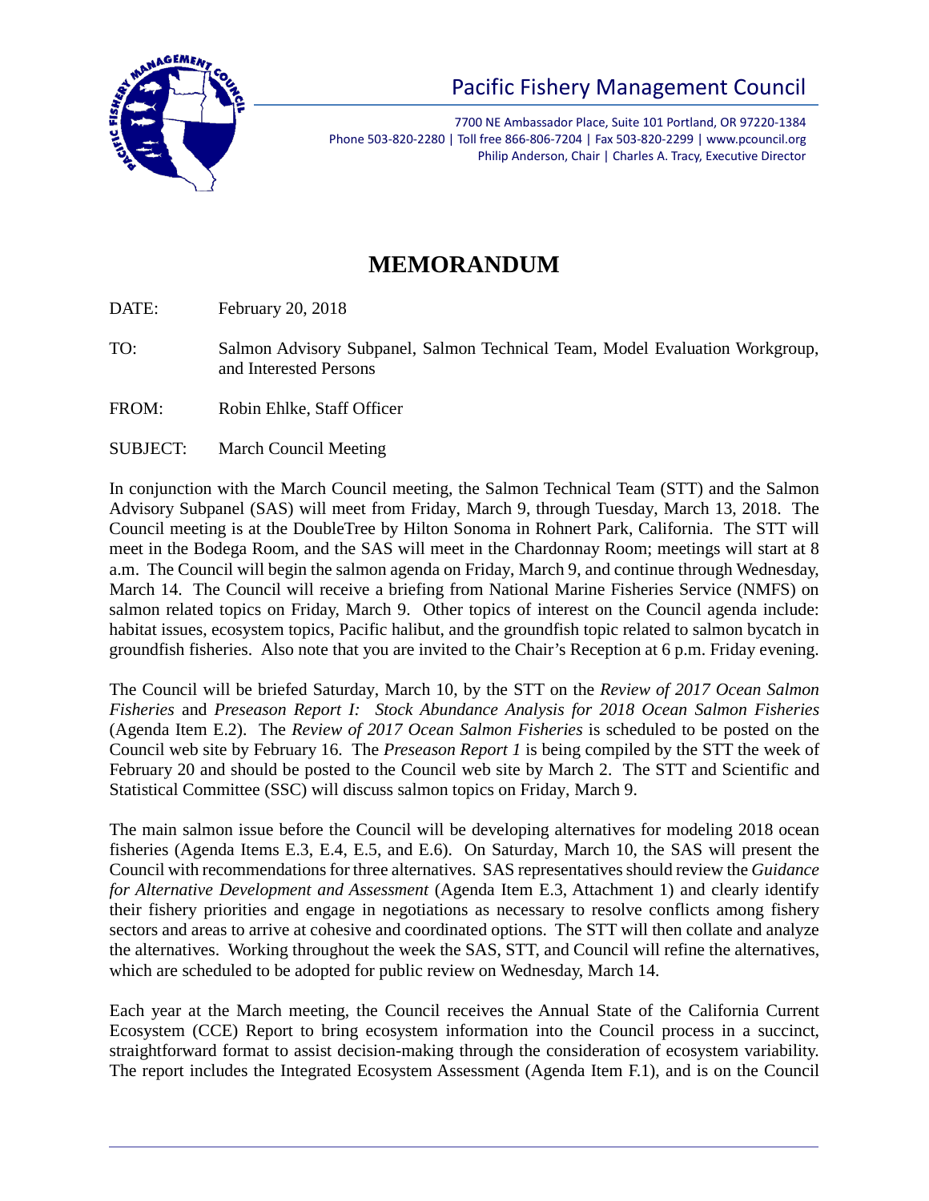# Pacific Fishery Management Council

7700 NE Ambassador Place, Suite 101 Portland, OR 97220-1384
Phone 503-820-2280 | Toll free 866-806-7204 | Fax 503-820-2299 | www.pcouncil.org
Philip Anderson, Chair | Charles A. Tracy, Executive Director

## MEMORANDUM

DATE: February 20, 2018

TO: Salmon Advisory Subpanel, Salmon Technical Team, Model Evaluation Workgroup, and Interested Persons

FROM: Robin Ehlke, Staff Officer

SUBJECT: March Council Meeting

In conjunction with the March Council meeting, the Salmon Technical Team (STT) and the Salmon Advisory Subpanel (SAS) will meet from Friday, March 9, through Tuesday, March 13, 2018. The Council meeting is at the DoubleTree by Hilton Sonoma in Rohnert Park, California. The STT will meet in the Bodega Room, and the SAS will meet in the Chardonnay Room; meetings will start at 8 a.m. The Council will begin the salmon agenda on Friday, March 9, and continue through Wednesday, March 14. The Council will receive a briefing from National Marine Fisheries Service (NMFS) on salmon related topics on Friday, March 9. Other topics of interest on the Council agenda include: habitat issues, ecosystem topics, Pacific halibut, and the groundfish topic related to salmon bycatch in groundfish fisheries. Also note that you are invited to the Chair's Reception at 6 p.m. Friday evening.

The Council will be briefed Saturday, March 10, by the STT on the *Review of 2017 Ocean Salmon Fisheries* and *Preseason Report I: Stock Abundance Analysis for 2018 Ocean Salmon Fisheries* (Agenda Item E.2). The *Review of 2017 Ocean Salmon Fisheries* is scheduled to be posted on the Council web site by February 16. The *Preseason Report 1* is being compiled by the STT the week of February 20 and should be posted to the Council web site by March 2. The STT and Scientific and Statistical Committee (SSC) will discuss salmon topics on Friday, March 9.

The main salmon issue before the Council will be developing alternatives for modeling 2018 ocean fisheries (Agenda Items E.3, E.4, E.5, and E.6). On Saturday, March 10, the SAS will present the Council with recommendations for three alternatives. SAS representatives should review the *Guidance for Alternative Development and Assessment* (Agenda Item E.3, Attachment 1) and clearly identify their fishery priorities and engage in negotiations as necessary to resolve conflicts among fishery sectors and areas to arrive at cohesive and coordinated options. The STT will then collate and analyze the alternatives. Working throughout the week the SAS, STT, and Council will refine the alternatives, which are scheduled to be adopted for public review on Wednesday, March 14.

Each year at the March meeting, the Council receives the Annual State of the California Current Ecosystem (CCE) Report to bring ecosystem information into the Council process in a succinct, straightforward format to assist decision-making through the consideration of ecosystem variability. The report includes the Integrated Ecosystem Assessment (Agenda Item F.1), and is on the Council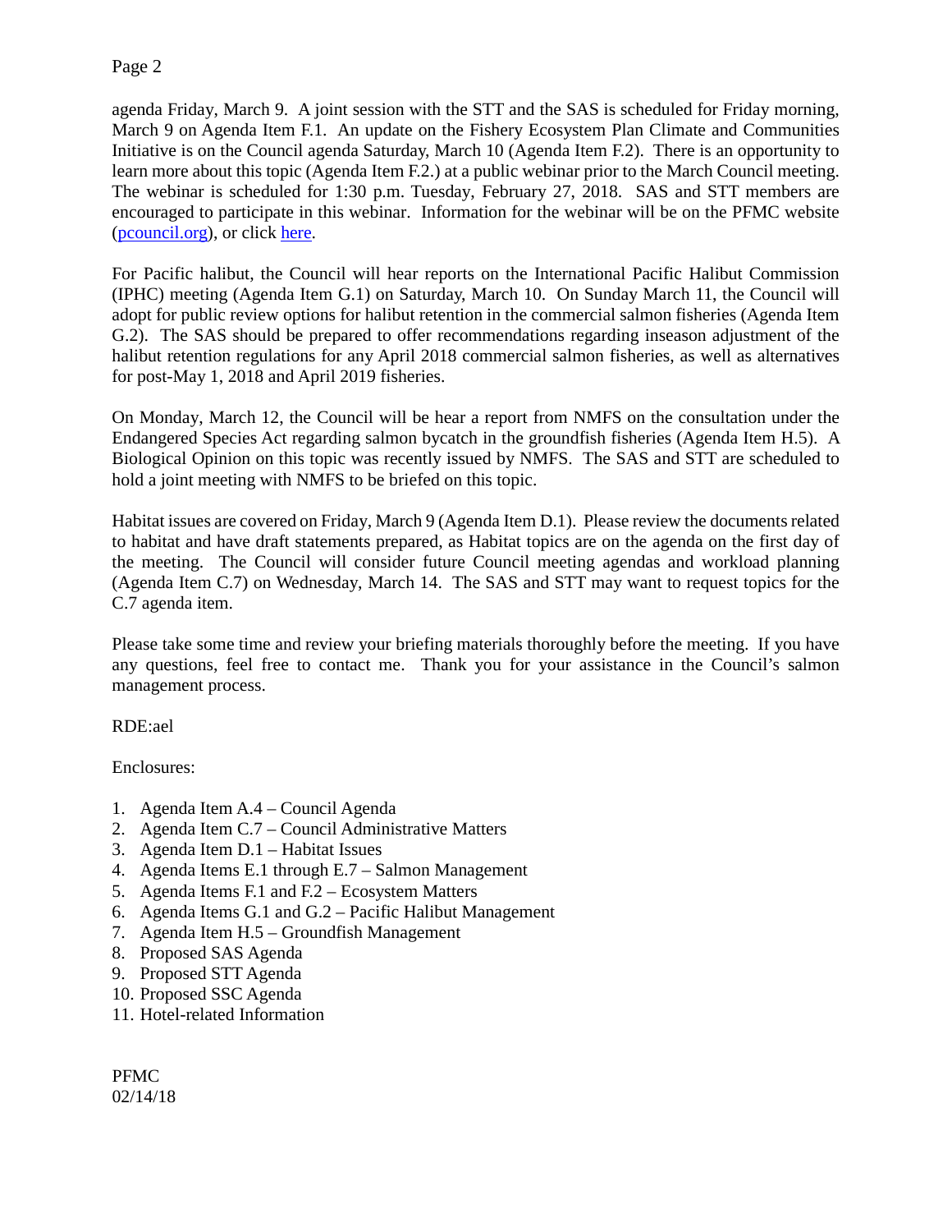agenda Friday, March 9. A joint session with the STT and the SAS is scheduled for Friday morning, March 9 on Agenda Item F.1. An update on the Fishery Ecosystem Plan Climate and Communities Initiative is on the Council agenda Saturday, March 10 (Agenda Item F.2). There is an opportunity to learn more about this topic (Agenda Item F.2.) at a public webinar prior to the March Council meeting. The webinar is scheduled for 1:30 p.m. Tuesday, February 27, 2018. SAS and STT members are encouraged to participate in this webinar. Information for the webinar will be on the PFMC website (pcouncil.org), or click here.

For Pacific halibut, the Council will hear reports on the International Pacific Halibut Commission (IPHC) meeting (Agenda Item G.1) on Saturday, March 10. On Sunday March 11, the Council will adopt for public review options for halibut retention in the commercial salmon fisheries (Agenda Item G.2). The SAS should be prepared to offer recommendations regarding inseason adjustment of the halibut retention regulations for any April 2018 commercial salmon fisheries, as well as alternatives for post-May 1, 2018 and April 2019 fisheries.

On Monday, March 12, the Council will be hear a report from NMFS on the consultation under the Endangered Species Act regarding salmon bycatch in the groundfish fisheries (Agenda Item H.5). A Biological Opinion on this topic was recently issued by NMFS. The SAS and STT are scheduled to hold a joint meeting with NMFS to be briefed on this topic.

Habitat issues are covered on Friday, March 9 (Agenda Item D.1). Please review the documents related to habitat and have draft statements prepared, as Habitat topics are on the agenda on the first day of the meeting. The Council will consider future Council meeting agendas and workload planning (Agenda Item C.7) on Wednesday, March 14. The SAS and STT may want to request topics for the C.7 agenda item.

Please take some time and review your briefing materials thoroughly before the meeting. If you have any questions, feel free to contact me. Thank you for your assistance in the Council's salmon management process.

RDE:ael

Enclosures:

1. Agenda Item A.4 – Council Agenda
2. Agenda Item C.7 – Council Administrative Matters
3. Agenda Item D.1 – Habitat Issues
4. Agenda Items E.1 through E.7 – Salmon Management
5. Agenda Items F.1 and F.2 – Ecosystem Matters
6. Agenda Items G.1 and G.2 – Pacific Halibut Management
7. Agenda Item H.5 – Groundfish Management
8. Proposed SAS Agenda
9. Proposed STT Agenda
10. Proposed SSC Agenda
11. Hotel-related Information

PFMC
02/14/18